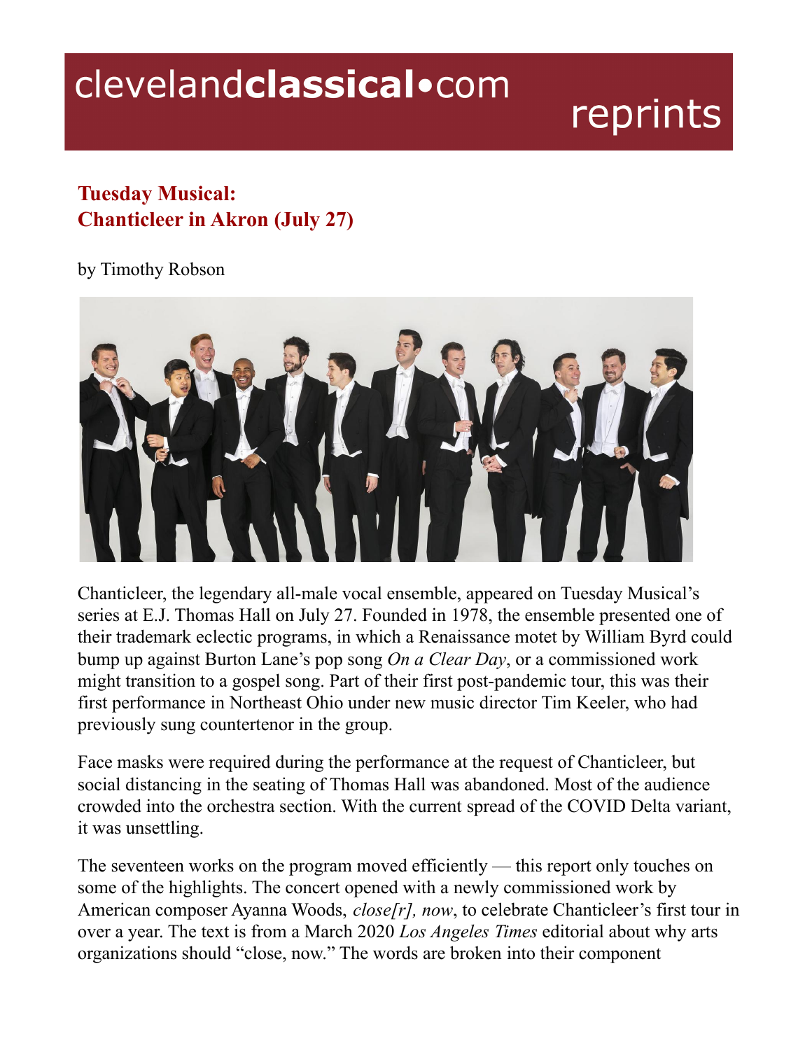clevelandclassical•com reprints

# Tuesday Musical: Chanticleer in Akron (July 27)

by Timothy Robson

Chanticleer, the legendary all-male vocal ensemble, appeared on Tuesday Musical's series at E.J. Thomas Hall on July 27. Founded in 1978, the ensemble presented one of their trademark eclectic programs, in which a Renaissance motet by William Byrd could bump up against Burton Lane's pop song *On a Clear Day*, or a commissioned work might transition to a gospel song. Part of their first post-pandemic tour, this was their first performance in Northeast Ohio under new music director Tim Keeler, who had previously sung countertenor in the group.

Face masks were required during the performance at the request of Chanticleer, but social distancing in the seating of Thomas Hall was abandoned. Most of the audience crowded into the orchestra section. With the current spread of the COVID Delta variant, it was unsettling.

The seventeen works on the program moved efficiently — this report only touches on some of the highlights. The concert opened with a newly commissioned work by American composer Ayanna Woods, *close[r], now*, to celebrate Chanticleer's first tour in over a year. The text is from a March 2020 *Los Angeles Times* editorial about why arts organizations should "close, now." The words are broken into their component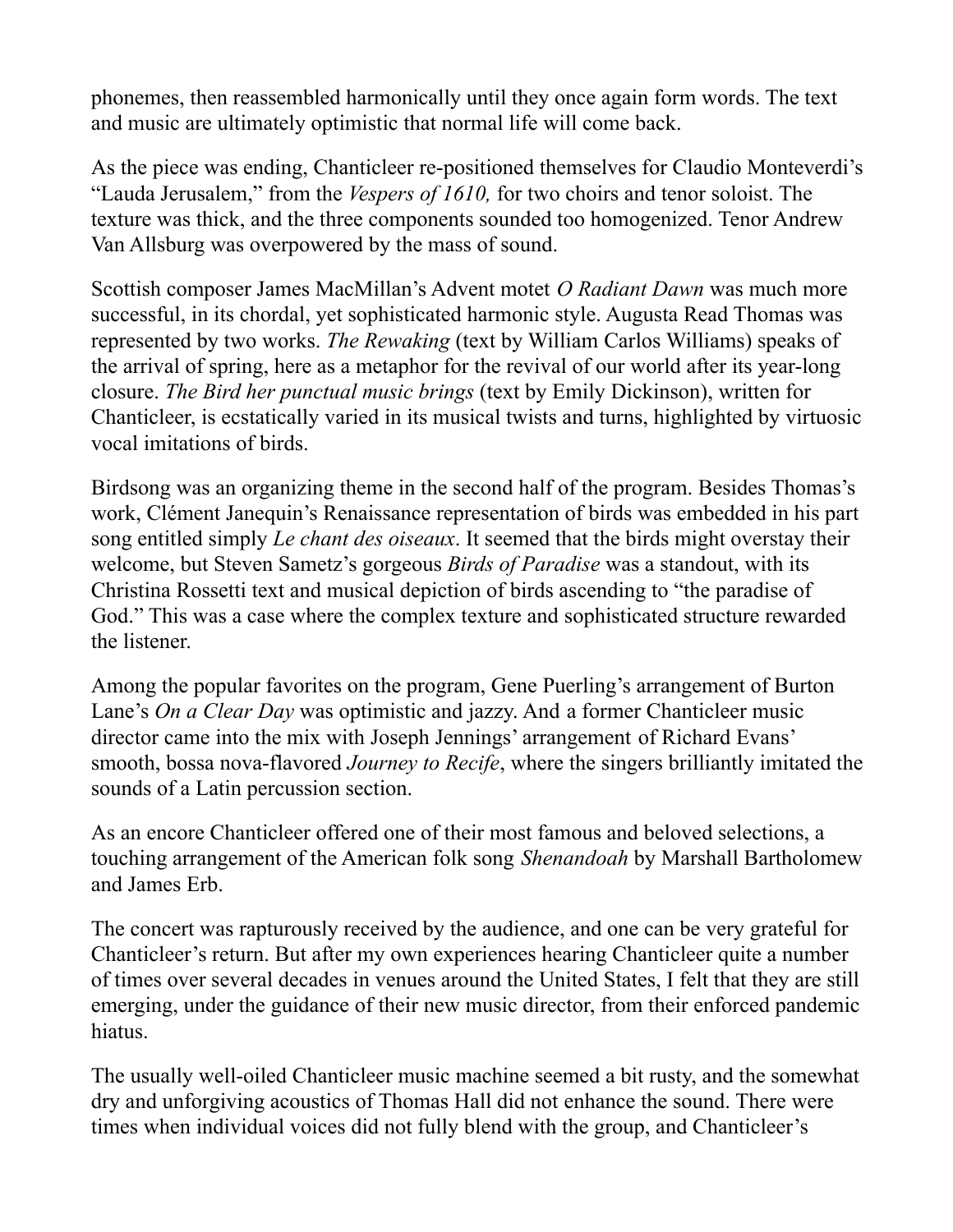phonemes, then reassembled harmonically until they once again form words. The text and music are ultimately optimistic that normal life will come back.

As the piece was ending, Chanticleer re-positioned themselves for Claudio Monteverdi's "Lauda Jerusalem," from the *Vespers of 1610,* for two choirs and tenor soloist. The texture was thick, and the three components sounded too homogenized. Tenor Andrew Van Allsburg was overpowered by the mass of sound.

Scottish composer James MacMillan's Advent motet *O Radiant Dawn* was much more successful, in its chordal, yet sophisticated harmonic style. Augusta Read Thomas was represented by two works. *The Rewaking* (text by William Carlos Williams) speaks of the arrival of spring, here as a metaphor for the revival of our world after its year-long closure. *The Bird her punctual music brings* (text by Emily Dickinson), written for Chanticleer, is ecstatically varied in its musical twists and turns, highlighted by virtuosic vocal imitations of birds.

Birdsong was an organizing theme in the second half of the program. Besides Thomas's work, Clément Janequin's Renaissance representation of birds was embedded in his part song entitled simply *Le chant des oiseaux*. It seemed that the birds might overstay their welcome, but Steven Sametz's gorgeous *Birds of Paradise* was a standout, with its Christina Rossetti text and musical depiction of birds ascending to "the paradise of God." This was a case where the complex texture and sophisticated structure rewarded the listener.

Among the popular favorites on the program, Gene Puerling's arrangement of Burton Lane's *On a Clear Day* was optimistic and jazzy. And a former Chanticleer music director came into the mix with Joseph Jennings' arrangement of Richard Evans' smooth, bossa nova-flavored *Journey to Recife*, where the singers brilliantly imitated the sounds of a Latin percussion section.

As an encore Chanticleer offered one of their most famous and beloved selections, a touching arrangement of the American folk song *Shenandoah* by Marshall Bartholomew and James Erb.

The concert was rapturously received by the audience, and one can be very grateful for Chanticleer's return. But after my own experiences hearing Chanticleer quite a number of times over several decades in venues around the United States, I felt that they are still emerging, under the guidance of their new music director, from their enforced pandemic hiatus.

The usually well-oiled Chanticleer music machine seemed a bit rusty, and the somewhat dry and unforgiving acoustics of Thomas Hall did not enhance the sound. There were times when individual voices did not fully blend with the group, and Chanticleer's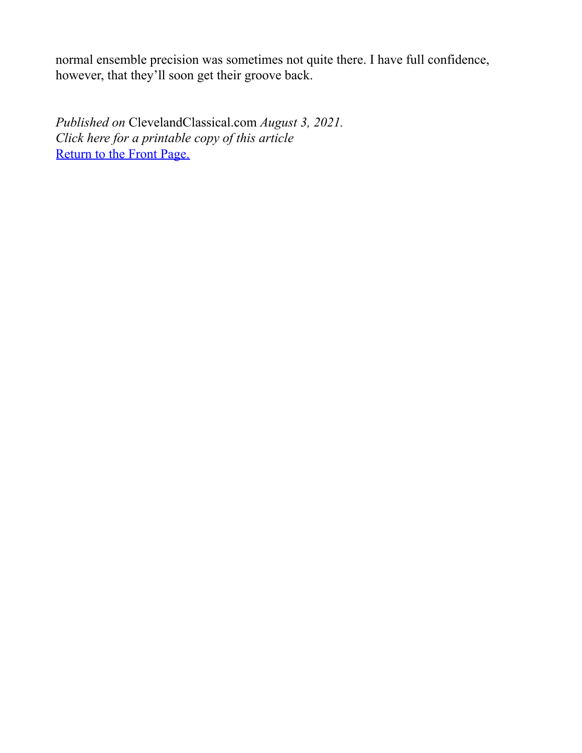normal ensemble precision was sometimes not quite there. I have full confidence, however, that they'll soon get their groove back.

*Published on* ClevelandClassical.com *August 3, 2021.*
*Click here for a printable copy of this article*
Return to the Front Page.